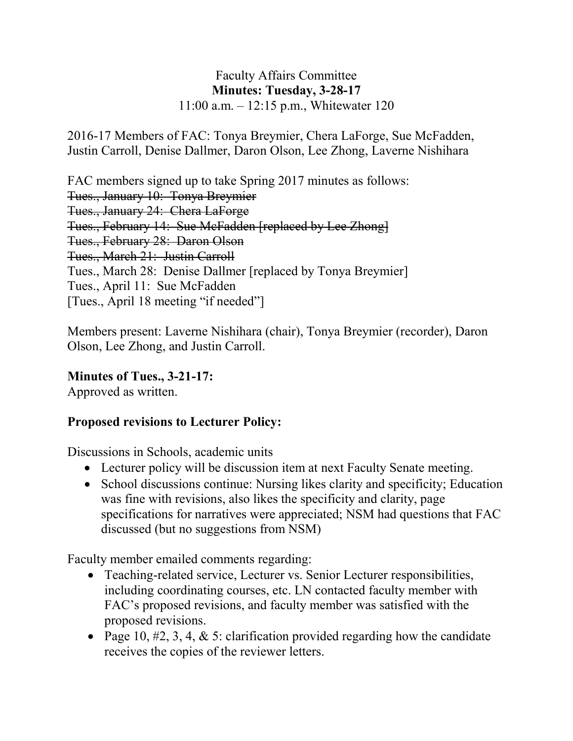Faculty Affairs Committee

**Minutes: Tuesday, 3-28-17**

11:00 a.m. – 12:15 p.m., Whitewater 120

2016-17 Members of FAC: Tonya Breymier, Chera LaForge, Sue McFadden, Justin Carroll, Denise Dallmer, Daron Olson, Lee Zhong, Laverne Nishihara

FAC members signed up to take Spring 2017 minutes as follows:

~~Tues., January 10: Tonya Breymier~~
~~Tues., January 24: Chera LaForge~~
~~Tues., February 14: Sue McFadden [replaced by Lee Zhong]~~
~~Tues., February 28: Daron Olson~~
~~Tues., March 21: Justin Carroll~~
Tues., March 28: Denise Dallmer [replaced by Tonya Breymier]
Tues., April 11: Sue McFadden
[Tues., April 18 meeting "if needed"]

Members present: Laverne Nishihara (chair), Tonya Breymier (recorder), Daron Olson, Lee Zhong, and Justin Carroll.

**Minutes of Tues., 3-21-17:**
Approved as written.

**Proposed revisions to Lecturer Policy:**

Discussions in Schools, academic units

- Lecturer policy will be discussion item at next Faculty Senate meeting.
- School discussions continue: Nursing likes clarity and specificity; Education was fine with revisions, also likes the specificity and clarity, page specifications for narratives were appreciated; NSM had questions that FAC discussed (but no suggestions from NSM)

Faculty member emailed comments regarding:

- Teaching-related service, Lecturer vs. Senior Lecturer responsibilities, including coordinating courses, etc. LN contacted faculty member with FAC's proposed revisions, and faculty member was satisfied with the proposed revisions.
- Page 10, #2, 3, 4, & 5: clarification provided regarding how the candidate receives the copies of the reviewer letters.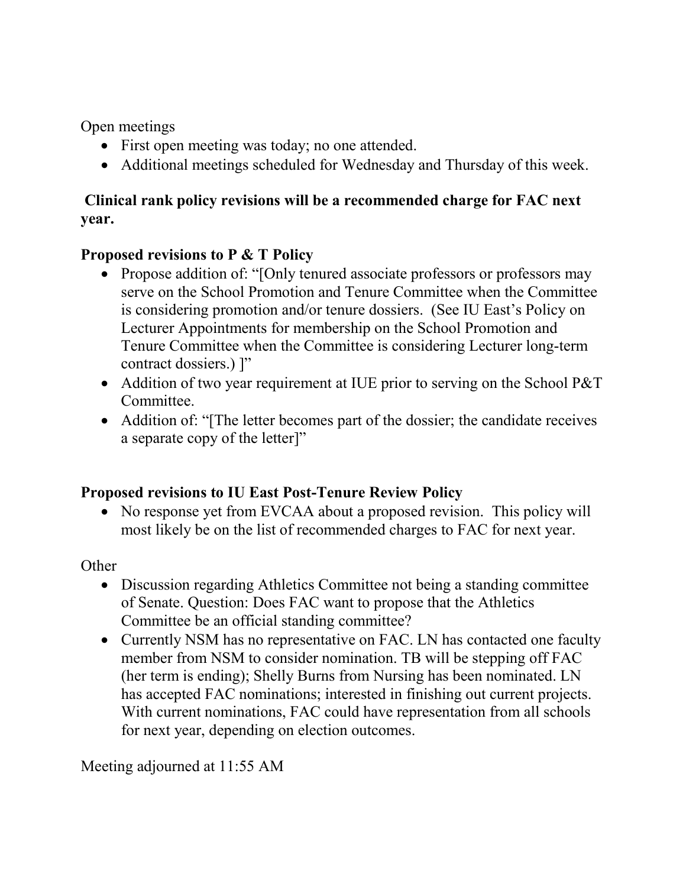Open meetings

- First open meeting was today; no one attended.
- Additional meetings scheduled for Wednesday and Thursday of this week.

**Clinical rank policy revisions will be a recommended charge for FAC next year.**

**Proposed revisions to P & T Policy**

- Propose addition of: "[Only tenured associate professors or professors may serve on the School Promotion and Tenure Committee when the Committee is considering promotion and/or tenure dossiers. (See IU East's Policy on Lecturer Appointments for membership on the School Promotion and Tenure Committee when the Committee is considering Lecturer long-term contract dossiers.) ]"
- Addition of two year requirement at IUE prior to serving on the School P&T Committee.
- Addition of: "[The letter becomes part of the dossier; the candidate receives a separate copy of the letter]"

**Proposed revisions to IU East Post-Tenure Review Policy**

- No response yet from EVCAA about a proposed revision. This policy will most likely be on the list of recommended charges to FAC for next year.

Other

- Discussion regarding Athletics Committee not being a standing committee of Senate. Question: Does FAC want to propose that the Athletics Committee be an official standing committee?
- Currently NSM has no representative on FAC. LN has contacted one faculty member from NSM to consider nomination. TB will be stepping off FAC (her term is ending); Shelly Burns from Nursing has been nominated. LN has accepted FAC nominations; interested in finishing out current projects. With current nominations, FAC could have representation from all schools for next year, depending on election outcomes.

Meeting adjourned at 11:55 AM